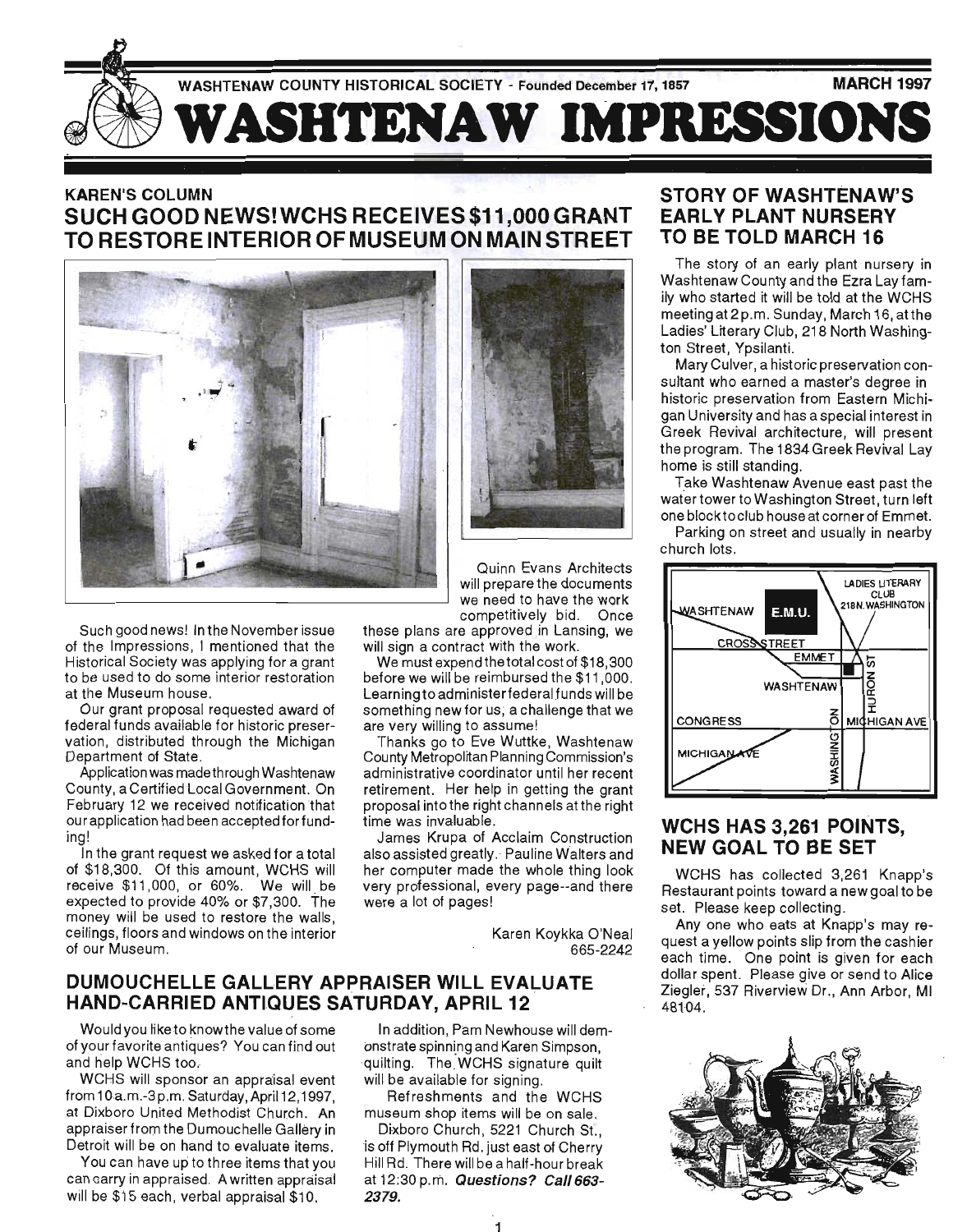WASHTENAW COUNTY HISTORICAL SOCIETY - Founded December 17, 1857 — MARCH 1997

# WASHTENAW IMPRESSIONS

## KAREN'S COLUMN

## SUCH GOOD NEWS! WCHS RECEIVES $11,000 GRANT TO RESTORE INTERIOR OF MUSEUM ON MAIN STREET

Such good news! In the November issue of the Impressions, I mentioned that the Historical Society was applying for a grant to be used to do some interior restoration at the Museum house.

Our grant proposal requested award of federal funds available for historic preservation, distributed through the Michigan Department of State.

Application was made through Washtenaw County, a Certified Local Government. On February 12 we received notification that our application had been accepted for funding!

In the grant request we asked for a total of $18,300. Of this amount, WCHS will receive $11,000, or 60%. We will be expected to provide 40% or $7,300. The money will be used to restore the walls, ceilings, floors and windows on the interior of our Museum.

Quinn Evans Architects will prepare the documents we need to have the work competitively bid. Once these plans are approved in Lansing, we will sign a contract with the work.

We must expend the total cost of $18,300 before we will be reimbursed the $11,000. Learning to administer federal funds will be something new for us, a challenge that we are very willing to assume!

Thanks go to Eve Wuttke, Washtenaw County Metropolitan Planning Commission's administrative coordinator until her recent retirement. Her help in getting the grant proposal into the right channels at the right time was invaluable.

James Krupa of Acclaim Construction also assisted greatly. Pauline Walters and her computer made the whole thing look very professional, every page--and there were a lot of pages!

Karen Koykka O'Neal
665-2242

## DUMOUCHELLE GALLERY APPRAISER WILL EVALUATE HAND-CARRIED ANTIQUES SATURDAY, APRIL 12

Would you like to know the value of some of your favorite antiques? You can find out and help WCHS too.

WCHS will sponsor an appraisal event from 10 a.m.-3 p.m. Saturday, April 12, 1997, at Dixboro United Methodist Church. An appraiser from the Dumouchelle Gallery in Detroit will be on hand to evaluate items.

You can have up to three items that you can carry in appraised. A written appraisal will be $15 each, verbal appraisal $10.

In addition, Pam Newhouse will demonstrate spinning and Karen Simpson, quilting. The WCHS signature quilt will be available for signing.

Refreshments and the WCHS museum shop items will be on sale.

Dixboro Church, 5221 Church St., is off Plymouth Rd. just east of Cherry Hill Rd. There will be a half-hour break at 12:30 p.m. ***Questions? Call 663-2379.***

## STORY OF WASHTENAW'S EARLY PLANT NURSERY TO BE TOLD MARCH 16

The story of an early plant nursery in Washtenaw County and the Ezra Lay family who started it will be told at the WCHS meeting at 2 p.m. Sunday, March 16, at the Ladies' Literary Club, 218 North Washington Street, Ypsilanti.

Mary Culver, a historic preservation consultant who earned a master's degree in historic preservation from Eastern Michigan University and has a special interest in Greek Revival architecture, will present the program. The 1834 Greek Revival Lay home is still standing.

Take Washtenaw Avenue east past the water tower to Washington Street, turn left one block to club house at corner of Emmet.

Parking on street and usually in nearby church lots.

LADIES LITERARY CLUB 218 N. WASHINGTON — WASHTENAW — E.M.U. — CROSS STREET — EMMET — HURON ST — CONGRESS — MICHIGAN AVE — MICHIGAN AVE — WASHINGTON

## WCHS HAS 3,261 POINTS, NEW GOAL TO BE SET

WCHS has collected 3,261 Knapp's Restaurant points toward a new goal to be set. Please keep collecting.

Any one who eats at Knapp's may request a yellow points slip from the cashier each time. One point is given for each dollar spent. Please give or send to Alice Ziegler, 537 Riverview Dr., Ann Arbor, MI 48104.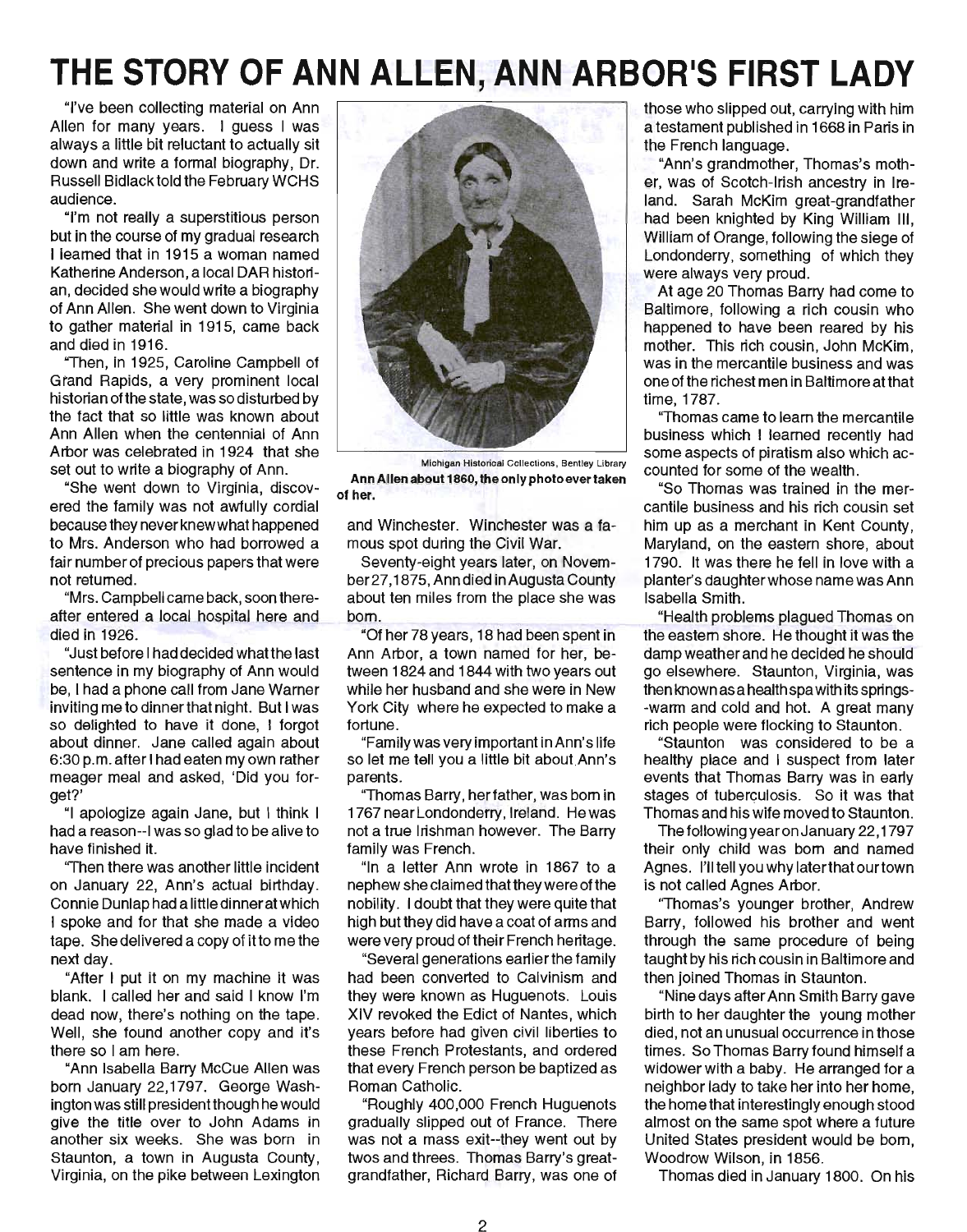# THE STORY OF ANN ALLEN, ANN ARBOR'S FIRST LADY

"I've been collecting material on Ann Allen for many years. I guess I was always a little bit reluctant to actually sit down and write a formal biography, Dr. Russell Bidlack told the February WCHS audience.

"I'm not really a superstitious person but in the course of my gradual research I learned that in 1915 a woman named Katherine Anderson, a local DAR historian, decided she would write a biography of Ann Allen. She went down to Virginia to gather material in 1915, came back and died in 1916.

"Then, in 1925, Caroline Campbell of Grand Rapids, a very prominent local historian of the state, was so disturbed by the fact that so little was known about Ann Allen when the centennial of Ann Arbor was celebrated in 1924 that she set out to write a biography of Ann.

"She went down to Virginia, discovered the family was not awfully cordial because they never knew what happened to Mrs. Anderson who had borrowed a fair number of precious papers that were not returned.

"Mrs. Campbell came back, soon thereafter entered a local hospital here and died in 1926.

"Just before I had decided what the last sentence in my biography of Ann would be, I had a phone call from Jane Warner inviting me to dinner that night. But I was so delighted to have it done, I forgot about dinner. Jane called again about 6:30 p.m. after I had eaten my own rather meager meal and asked, 'Did you forget?'

"I apologize again Jane, but I think I had a reason--I was so glad to be alive to have finished it.

"Then there was another little incident on January 22, Ann's actual birthday. Connie Dunlap had a little dinner at which I spoke and for that she made a video tape. She delivered a copy of it to me the next day.

"After I put it on my machine it was blank. I called her and said I know I'm dead now, there's nothing on the tape. Well, she found another copy and it's there so I am here.

"Ann Isabella Barry McCue Allen was born January 22,1797. George Washington was still president though he would give the title over to John Adams in another six weeks. She was born in Staunton, a town in Augusta County, Virginia, on the pike between Lexington and Winchester. Winchester was a famous spot during the Civil War.

Michigan Historical Collections, Bentley Library

**Ann Allen about 1860, the only photo ever taken of her.**

Seventy-eight years later, on November 27,1875, Ann died in Augusta County about ten miles from the place she was born.

"Of her 78 years, 18 had been spent in Ann Arbor, a town named for her, between 1824 and 1844 with two years out while her husband and she were in New York City where he expected to make a fortune.

"Family was very important in Ann's life so let me tell you a little bit about Ann's parents.

"Thomas Barry, her father, was born in 1767 near Londonderry, Ireland. He was not a true Irishman however. The Barry family was French.

"In a letter Ann wrote in 1867 to a nephew she claimed that they were of the nobility. I doubt that they were quite that high but they did have a coat of arms and were very proud of their French heritage.

"Several generations earlier the family had been converted to Calvinism and they were known as Huguenots. Louis XIV revoked the Edict of Nantes, which years before had given civil liberties to these French Protestants, and ordered that every French person be baptized as Roman Catholic.

"Roughly 400,000 French Huguenots gradually slipped out of France. There was not a mass exit--they went out by twos and threes. Thomas Barry's great-grandfather, Richard Barry, was one of those who slipped out, carrying with him a testament published in 1668 in Paris in the French language.

"Ann's grandmother, Thomas's mother, was of Scotch-Irish ancestry in Ireland. Sarah McKim great-grandfather had been knighted by King William III, William of Orange, following the siege of Londonderry, something of which they were always very proud.

At age 20 Thomas Barry had come to Baltimore, following a rich cousin who happened to have been reared by his mother. This rich cousin, John McKim, was in the mercantile business and was one of the richest men in Baltimore at that time, 1787.

"Thomas came to learn the mercantile business which I learned recently had some aspects of piratism also which accounted for some of the wealth.

"So Thomas was trained in the mercantile business and his rich cousin set him up as a merchant in Kent County, Maryland, on the eastern shore, about 1790. It was there he fell in love with a planter's daughter whose name was Ann Isabella Smith.

"Health problems plagued Thomas on the eastern shore. He thought it was the damp weather and he decided he should go elsewhere. Staunton, Virginia, was then known as a health spa with its springs--warm and cold and hot. A great many rich people were flocking to Staunton.

"Staunton was considered to be a healthy place and I suspect from later events that Thomas Barry was in early stages of tuberculosis. So it was that Thomas and his wife moved to Staunton.

The following year on January 22,1797 their only child was born and named Agnes. I'll tell you why later that our town is not called Agnes Arbor.

"Thomas's younger brother, Andrew Barry, followed his brother and went through the same procedure of being taught by his rich cousin in Baltimore and then joined Thomas in Staunton.

"Nine days after Ann Smith Barry gave birth to her daughter the young mother died, not an unusual occurrence in those times. So Thomas Barry found himself a widower with a baby. He arranged for a neighbor lady to take her into her home, the home that interestingly enough stood almost on the same spot where a future United States president would be born, Woodrow Wilson, in 1856.

Thomas died in January 1800. On his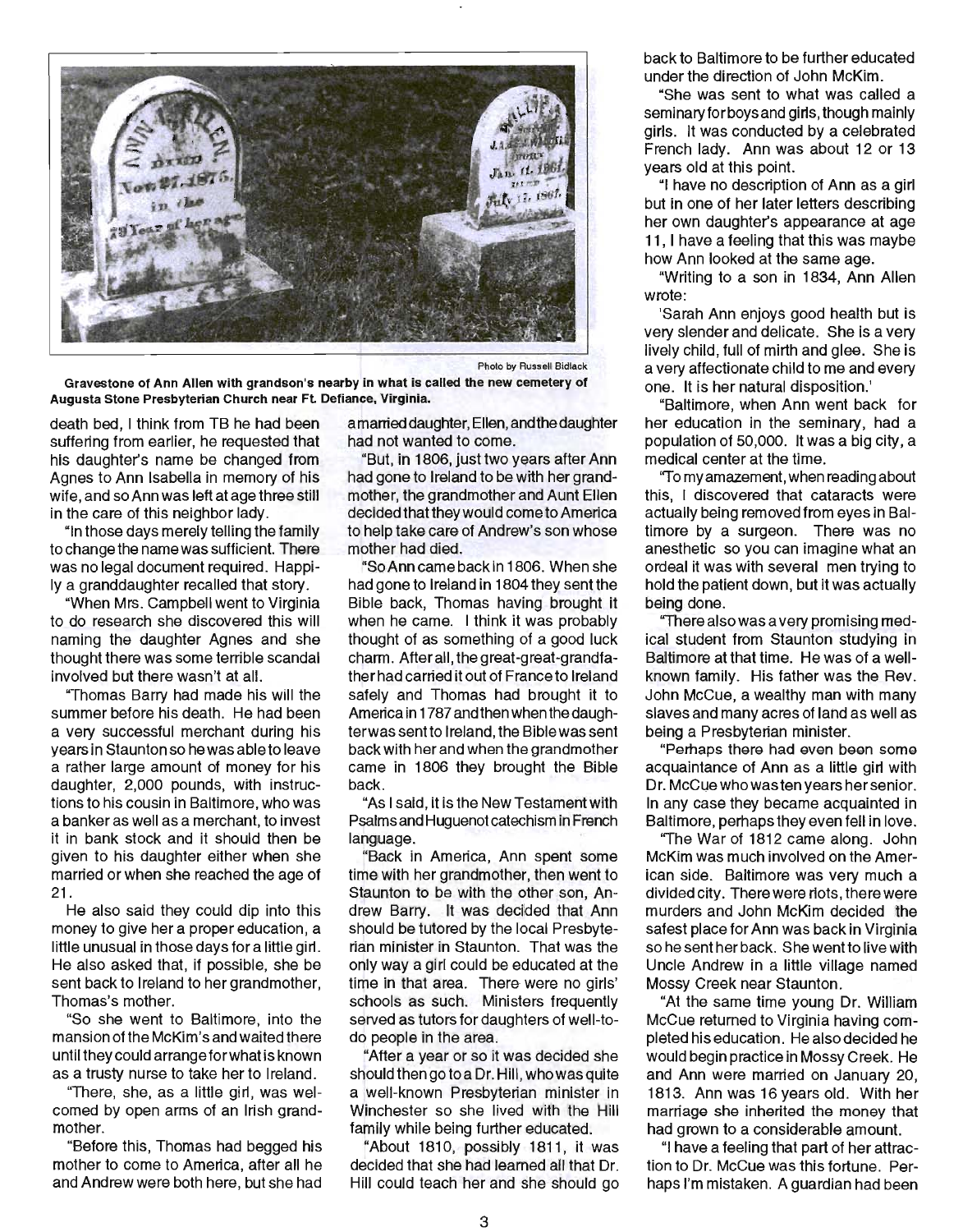Photo by Russell Bidlack

**Gravestone of Ann Allen with grandson's nearby in what is called the new cemetery of Augusta Stone Presbyterian Church near Ft. Defiance, Virginia.**

death bed, I think from TB he had been suffering from earlier, he requested that his daughter's name be changed from Agnes to Ann Isabella in memory of his wife, and so Ann was left at age three still in the care of this neighbor lady.

"In those days merely telling the family to change the name was sufficient. There was no legal document required. Happily a granddaughter recalled that story.

"When Mrs. Campbell went to Virginia to do research she discovered this will naming the daughter Agnes and she thought there was some terrible scandal involved but there wasn't at all.

"Thomas Barry had made his will the summer before his death. He had been a very successful merchant during his years in Staunton so he was able to leave a rather large amount of money for his daughter, 2,000 pounds, with instructions to his cousin in Baltimore, who was a banker as well as a merchant, to invest it in bank stock and it should then be given to his daughter either when she married or when she reached the age of 21.

He also said they could dip into this money to give her a proper education, a little unusual in those days for a little girl. He also asked that, if possible, she be sent back to Ireland to her grandmother, Thomas's mother.

"So she went to Baltimore, into the mansion of the McKim's and waited there until they could arrange for what is known as a trusty nurse to take her to Ireland.

"There, she, as a little girl, was welcomed by open arms of an Irish grandmother.

"Before this, Thomas had begged his mother to come to America, after all he and Andrew were both here, but she had a married daughter, Ellen, and the daughter had not wanted to come.

"But, in 1806, just two years after Ann had gone to Ireland to be with her grandmother, the grandmother and Aunt Ellen decided that they would come to America to help take care of Andrew's son whose mother had died.

"So Ann came back in 1806. When she had gone to Ireland in 1804 they sent the Bible back, Thomas having brought it when he came. I think it was probably thought of as something of a good luck charm. After all, the great-great-grandfather had carried it out of France to Ireland safely and Thomas had brought it to America in 1787 and then when the daughter was sent to Ireland, the Bible was sent back with her and when the grandmother came in 1806 they brought the Bible back.

"As I said, it is the New Testament with Psalms and Huguenot catechism in French language.

"Back in America, Ann spent some time with her grandmother, then went to Staunton to be with the other son, Andrew Barry. It was decided that Ann should be tutored by the local Presbyterian minister in Staunton. That was the only way a girl could be educated at the time in that area. There were no girls' schools as such. Ministers frequently served as tutors for daughters of well-to-do people in the area.

"After a year or so it was decided she should then go to a Dr. Hill, who was quite a well-known Presbyterian minister in Winchester so she lived with the Hill family while being further educated.

"About 1810, possibly 1811, it was decided that she had learned all that Dr. Hill could teach her and she should go back to Baltimore to be further educated under the direction of John McKim.

"She was sent to what was called a seminary for boys and girls, though mainly girls. It was conducted by a celebrated French lady. Ann was about 12 or 13 years old at this point.

"I have no description of Ann as a girl but in one of her later letters describing her own daughter's appearance at age 11, I have a feeling that this was maybe how Ann looked at the same age.

"Writing to a son in 1834, Ann Allen wrote:

'Sarah Ann enjoys good health but is very slender and delicate. She is a very lively child, full of mirth and glee. She is a very affectionate child to me and every one. It is her natural disposition.'

"Baltimore, when Ann went back for her education in the seminary, had a population of 50,000. It was a big city, a medical center at the time.

"To my amazement, when reading about this, I discovered that cataracts were actually being removed from eyes in Baltimore by a surgeon. There was no anesthetic so you can imagine what an ordeal it was with several men trying to hold the patient down, but it was actually being done.

"There also was a very promising medical student from Staunton studying in Baltimore at that time. He was of a well-known family. His father was the Rev. John McCue, a wealthy man with many slaves and many acres of land as well as being a Presbyterian minister.

"Perhaps there had even been some acquaintance of Ann as a little girl with Dr. McCue who was ten years her senior. In any case they became acquainted in Baltimore, perhaps they even fell in love.

"The War of 1812 came along. John McKim was much involved on the American side. Baltimore was very much a divided city. There were riots, there were murders and John McKim decided the safest place for Ann was back in Virginia so he sent her back. She went to live with Uncle Andrew in a little village named Mossy Creek near Staunton.

"At the same time young Dr. William McCue returned to Virginia having completed his education. He also decided he would begin practice in Mossy Creek. He and Ann were married on January 20, 1813. Ann was 16 years old. With her marriage she inherited the money that had grown to a considerable amount.

"I have a feeling that part of her attraction to Dr. McCue was this fortune. Perhaps I'm mistaken. A guardian had been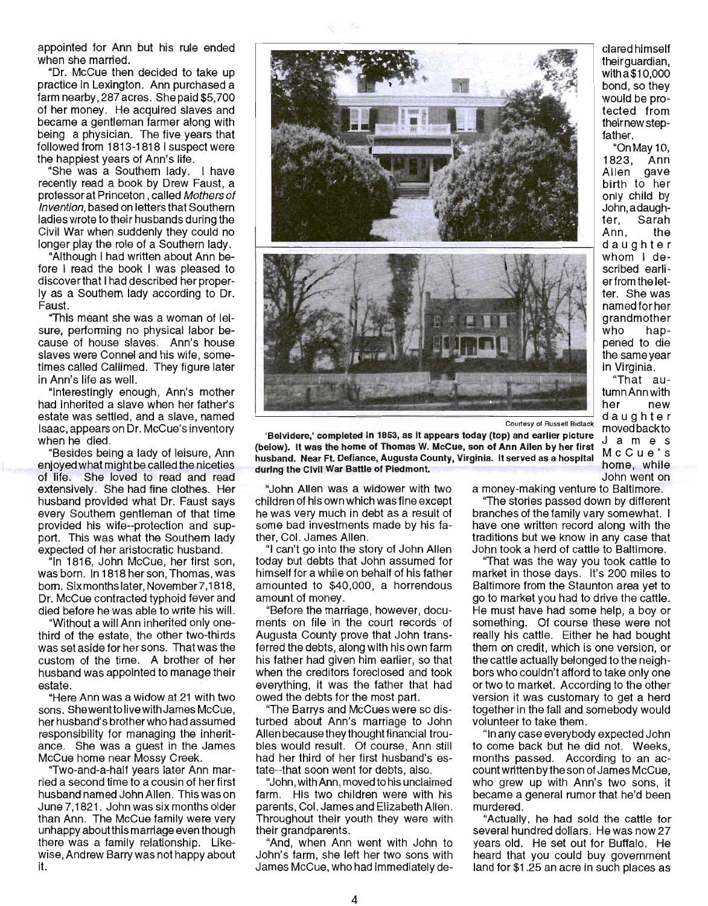appointed for Ann but his rule ended when she married.

"Dr. McCue then decided to take up practice in Lexington. Ann purchased a farm nearby, 287 acres. She paid $5,700 of her money. He acquired slaves and became a gentleman farmer along with being a physician. The five years that followed from 1813-1818 I suspect were the happiest years of Ann's life.

"She was a Southern lady. I have recently read a book by Drew Faust, a professor at Princeton, called *Mothers of Invention*, based on letters that Southern ladies wrote to their husbands during the Civil War when suddenly they could no longer play the role of a Southern lady.

"Although I had written about Ann before I read the book I was pleased to discover that I had described her properly as a Southern lady according to Dr. Faust.

"This meant she was a woman of leisure, performing no physical labor because of house slaves. Ann's house slaves were Connel and his wife, sometimes called Callimed. They figure later in Ann's life as well.

"Interestingly enough, Ann's mother had inherited a slave when her father's estate was settled, and a slave, named Isaac, appears on Dr. McCue's inventory when he died.

"Besides being a lady of leisure, Ann enjoyed what might be called the niceties of life. She loved to read and read extensively. She had fine clothes. Her husband provided what Dr. Faust says every Southern gentleman of that time provided his wife--protection and support. This was what the Southern lady expected of her aristocratic husband.

"In 1816, John McCue, her first son, was born. In 1818 her son, Thomas, was born. Six months later, November 7, 1818, Dr. McCue contracted typhoid fever and died before he was able to write his will.

"Without a will Ann inherited only one-third of the estate, the other two-thirds was set aside for her sons. That was the custom of the time. A brother of her husband was appointed to manage their estate.

"Here Ann was a widow at 21 with two sons. She went to live with James McCue, her husband's brother who had assumed responsibility for managing the inheritance. She was a guest in the James McCue home near Mossy Creek.

"Two-and-a-half years later Ann married a second time to a cousin of her first husband named John Allen. This was on June 7, 1821. John was six months older than Ann. The McCue family were very unhappy about this marriage even though there was a family relationship. Likewise, Andrew Barry was not happy about it.

Courtesy of Russell Bidlack

**'Belvidere,' completed in 1853, as it appears today (top) and earlier picture (below). It was the home of Thomas W. McCue, son of Ann Allen by her first husband. Near Ft. Defiance, Augusta County, Virginia. It served as a hospital during the Civil War Battle of Piedmont.**

"John Allen was a widower with two children of his own which was fine except he was very much in debt as a result of some bad investments made by his father, Col. James Allen.

"I can't go into the story of John Allen today but debts that John assumed for himself for a while on behalf of his father amounted to $40,000, a horrendous amount of money.

"Before the marriage, however, documents on file in the court records of Augusta County prove that John transferred the debts, along with his own farm his father had given him earlier, so that when the creditors foreclosed and took everything, it was the father that had owed the debts for the most part.

"The Barrys and McCues were so disturbed about Ann's marriage to John Allen because they thought financial troubles would result. Of course, Ann still had her third of her first husband's estate--that soon went for debts, also.

"John, with Ann, moved to his unclaimed farm. His two children were with his parents, Col. James and Elizabeth Allen. Throughout their youth they were with their grandparents.

"And, when Ann went with John to John's farm, she left her two sons with James McCue, who had immediately declared himself their guardian, with a $10,000 bond, so they would be protected from their new stepfather.

"On May 10, 1823, Ann Allen gave birth to her only child by John, a daughter, Sarah Ann, the daughter whom I described earlier from the letter. She was named for her grandmother who happened to die the same year in Virginia.

"That autumn Ann with her new daughter moved back to James McCue's home, while John went on a money-making venture to Baltimore.

"The stories passed down by different branches of the family vary somewhat. I have one written record along with the traditions but we know in any case that John took a herd of cattle to Baltimore.

"That was the way you took cattle to market in those days. It's 200 miles to Baltimore from the Staunton area yet to go to market you had to drive the cattle. He must have had some help, a boy or something. Of course these were not really his cattle. Either he had bought them on credit, which is one version, or the cattle actually belonged to the neighbors who couldn't afford to take only one or two to market. According to the other version it was customary to get a herd together in the fall and somebody would volunteer to take them.

"In any case everybody expected John to come back but he did not. Weeks, months passed. According to an account written by the son of James McCue, who grew up with Ann's two sons, it became a general rumor that he'd been murdered.

"Actually, he had sold the cattle for several hundred dollars. He was now 27 years old. He set out for Buffalo. He heard that you could buy government land for $1.25 an acre in such places as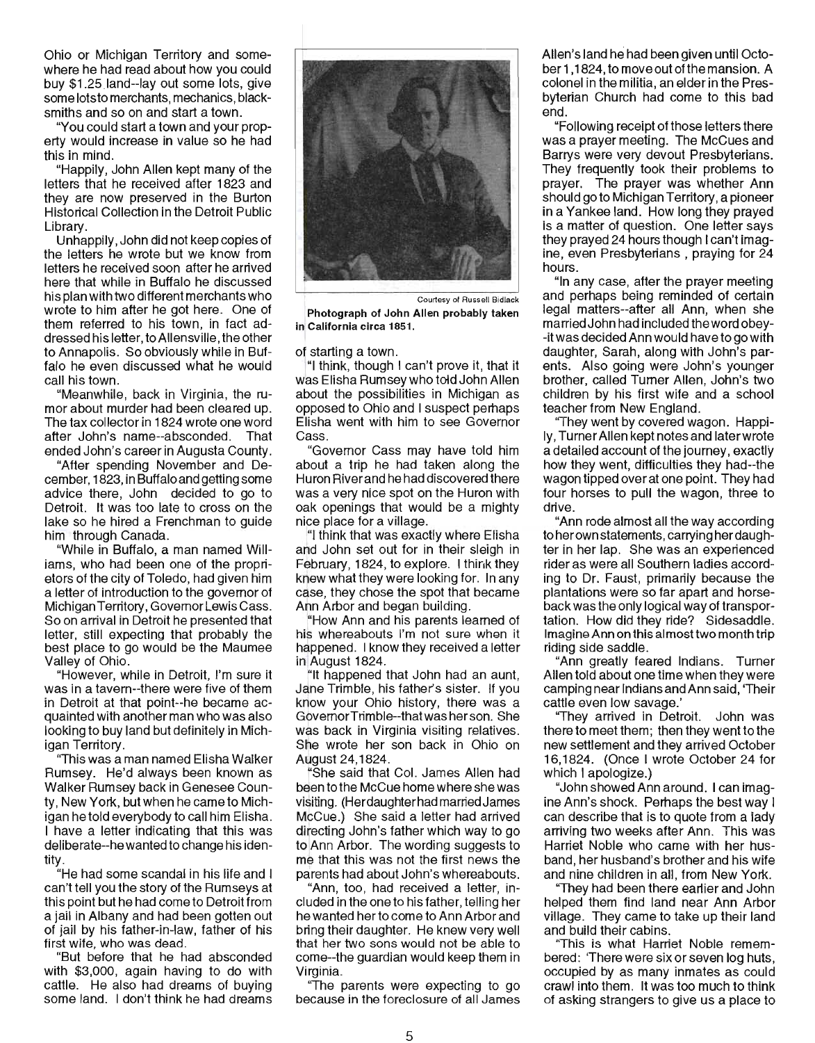Ohio or Michigan Territory and somewhere he had read about how you could buy $1.25 land--lay out some lots, give some lots to merchants, mechanics, blacksmiths and so on and start a town.

"You could start a town and your property would increase in value so he had this in mind.

"Happily, John Allen kept many of the letters that he received after 1823 and they are now preserved in the Burton Historical Collection in the Detroit Public Library.

Unhappily, John did not keep copies of the letters he wrote but we know from letters he received soon after he arrived here that while in Buffalo he discussed his plan with two different merchants who wrote to him after he got here. One of them referred to his town, in fact addressed his letter, to Allensville, the other to Annapolis. So obviously while in Buffalo he even discussed what he would call his town.

"Meanwhile, back in Virginia, the rumor about murder had been cleared up. The tax collector in 1824 wrote one word after John's name--absconded. That ended John's career in Augusta County.

"After spending November and December, 1823, in Buffalo and getting some advice there, John decided to go to Detroit. It was too late to cross on the lake so he hired a Frenchman to guide him through Canada.

"While in Buffalo, a man named Williams, who had been one of the proprietors of the city of Toledo, had given him a letter of introduction to the governor of Michigan Territory, Governor Lewis Cass. So on arrival in Detroit he presented that letter, still expecting that probably the best place to go would be the Maumee Valley of Ohio.

"However, while in Detroit, I'm sure it was in a tavern--there were five of them in Detroit at that point--he became acquainted with another man who was also looking to buy land but definitely in Michigan Territory.

"This was a man named Elisha Walker Rumsey. He'd always been known as Walker Rumsey back in Genesee County, New York, but when he came to Michigan he told everybody to call him Elisha. I have a letter indicating that this was deliberate--he wanted to change his identity.

"He had some scandal in his life and I can't tell you the story of the Rumseys at this point but he had come to Detroit from a jail in Albany and had been gotten out of jail by his father-in-law, father of his first wife, who was dead.

"But before that he had absconded with $3,000, again having to do with cattle. He also had dreams of buying some land. I don't think he had dreams of starting a town.

Courtesy of Russell Bidlack

**Photograph of John Allen probably taken in California circa 1851.**

"I think, though I can't prove it, that it was Elisha Rumsey who told John Allen about the possibilities in Michigan as opposed to Ohio and I suspect perhaps Elisha went with him to see Governor Cass.

"Governor Cass may have told him about a trip he had taken along the Huron River and he had discovered there was a very nice spot on the Huron with oak openings that would be a mighty nice place for a village.

"I think that was exactly where Elisha and John set out for in their sleigh in February, 1824, to explore. I think they knew what they were looking for. In any case, they chose the spot that became Ann Arbor and began building.

"How Ann and his parents learned of his whereabouts I'm not sure when it happened. I know they received a letter in August 1824.

"It happened that John had an aunt, Jane Trimble, his father's sister. If you know your Ohio history, there was a Governor Trimble--that was her son. She was back in Virginia visiting relatives. She wrote her son back in Ohio on August 24,1824.

"She said that Col. James Allen had been to the McCue home where she was visiting. (Her daughter had married James McCue.) She said a letter had arrived directing John's father which way to go to Ann Arbor. The wording suggests to me that this was not the first news the parents had about John's whereabouts.

"Ann, too, had received a letter, included in the one to his father, telling her he wanted her to come to Ann Arbor and bring their daughter. He knew very well that her two sons would not be able to come--the guardian would keep them in Virginia.

"The parents were expecting to go because in the foreclosure of all James Allen's land he had been given until October 1,1824, to move out of the mansion. A colonel in the militia, an elder in the Presbyterian Church had come to this bad end.

"Following receipt of those letters there was a prayer meeting. The McCues and Barrys were very devout Presbyterians. They frequently took their problems to prayer. The prayer was whether Ann should go to Michigan Territory, a pioneer in a Yankee land. How long they prayed is a matter of question. One letter says they prayed 24 hours though I can't imagine, even Presbyterians , praying for 24 hours.

"In any case, after the prayer meeting and perhaps being reminded of certain legal matters--after all Ann, when she married John had included the word obey--it was decided Ann would have to go with daughter, Sarah, along with John's parents. Also going were John's younger brother, called Turner Allen, John's two children by his first wife and a school teacher from New England.

"They went by covered wagon. Happily, Turner Allen kept notes and later wrote a detailed account of the journey, exactly how they went, difficulties they had--the wagon tipped over at one point. They had four horses to pull the wagon, three to drive.

"Ann rode almost all the way according to her own statements, carrying her daughter in her lap. She was an experienced rider as were all Southern ladies according to Dr. Faust, primarily because the plantations were so far apart and horseback was the only logical way of transportation. How did they ride? Sidesaddle. Imagine Ann on this almost two month trip riding side saddle.

"Ann greatly feared Indians. Turner Allen told about one time when they were camping near Indians and Ann said, 'Their cattle even low savage.'

"They arrived in Detroit. John was there to meet them; then they went to the new settlement and they arrived October 16,1824. (Once I wrote October 24 for which I apologize.)

"John showed Ann around. I can imagine Ann's shock. Perhaps the best way I can describe that is to quote from a lady arriving two weeks after Ann. This was Harriet Noble who came with her husband, her husband's brother and his wife and nine children in all, from New York.

"They had been there earlier and John helped them find land near Ann Arbor village. They came to take up their land and build their cabins.

"This is what Harriet Noble remembered: 'There were six or seven log huts, occupied by as many inmates as could crawl into them. It was too much to think of asking strangers to give us a place to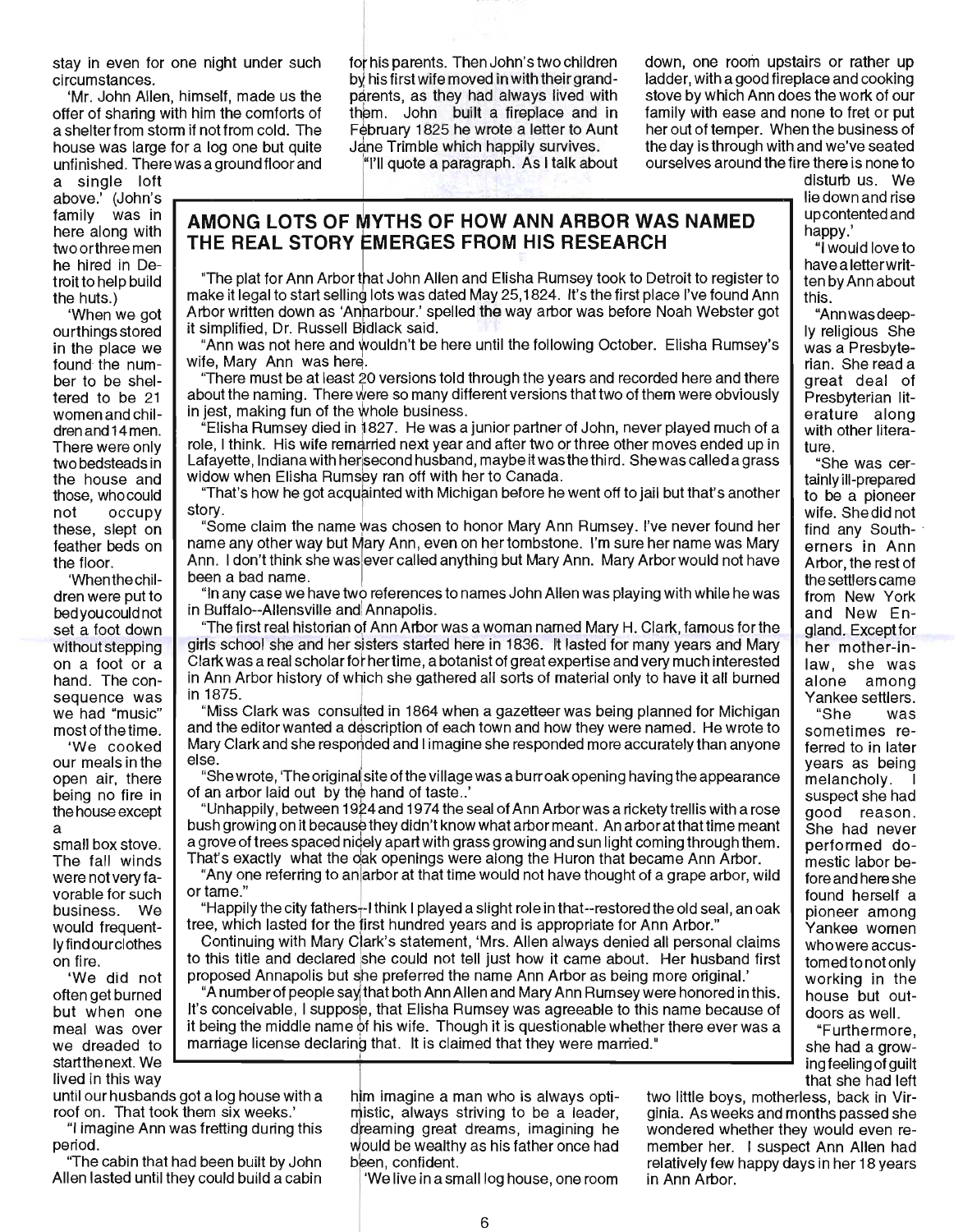stay in even for one night under such circumstances.

'Mr. John Allen, himself, made us the offer of sharing with him the comforts of a shelter from storm if not from cold. The house was large for a log one but quite unfinished. There was a ground floor and a single loft above.' (John's family was in here along with two or three men he hired in Detroit to help build the huts.)

'When we got our things stored in the place we found the number to be sheltered to be 21 women and children and 14 men. There were only two bedsteads in the house and those, who could not occupy these, slept on feather beds on the floor.

'When the children were put to bed you could not set a foot down without stepping on a foot or a hand. The consequence was we had "music" most of the time.

'We cooked our meals in the open air, there being no fire in the house except a small box stove. The fall winds were not very favorable for such business. We would frequently find our clothes on fire.

'We did not often get burned but when one meal was over we dreaded to start the next. We lived in this way until our husbands got a log house with a roof on. That took them six weeks.'

"I imagine Ann was fretting during this period.

"The cabin that had been built by John Allen lasted until they could build a cabin for his parents. Then John's two children by his first wife moved in with their grandparents, as they had always lived with them. John built a fireplace and in February 1825 he wrote a letter to Aunt Jane Trimble which happily survives.

"I'll quote a paragraph. As I talk about him imagine a man who is always optimistic, always striving to be a leader, dreaming great dreams, imagining he would be wealthy as his father once had been, confident.

'We live in a small log house, one room down, one room upstairs or rather up ladder, with a good fireplace and cooking stove by which Ann does the work of our family with ease and none to fret or put her out of temper. When the business of the day is through with and we've seated ourselves around the fire there is none to disturb us. We lie down and rise up contented and happy.'

"I would love to have a letter written by Ann about this.

"Ann was deeply religious She was a Presbyterian. She read a great deal of Presbyterian literature along with other literature.

"She was certainly ill-prepared to be a pioneer wife. She did not find any Southerners in Ann Arbor, the rest of the settlers came from New York and New England. Except for her mother-in-law, she was alone among Yankee settlers.

"She was sometimes referred to in later years as being melancholy. I suspect she had good reason. She had never performed domestic labor before and here she found herself a pioneer among Yankee women who were accustomed to not only working in the house but outdoors as well.

"Furthermore, she had a growing feeling of guilt that she had left two little boys, motherless, back in Virginia. As weeks and months passed she wondered whether they would even remember her. I suspect Ann Allen had relatively few happy days in her 18 years in Ann Arbor.

## AMONG LOTS OF MYTHS OF HOW ANN ARBOR WAS NAMED THE REAL STORY EMERGES FROM HIS RESEARCH

"The plat for Ann Arbor that John Allen and Elisha Rumsey took to Detroit to register to make it legal to start selling lots was dated May 25,1824. It's the first place I've found Ann Arbor written down as 'Annarbour.' spelled the way arbor was before Noah Webster got it simplified, Dr. Russell Bidlack said.

"Ann was not here and wouldn't be here until the following October. Elisha Rumsey's wife, Mary Ann was here.

"There must be at least 20 versions told through the years and recorded here and there about the naming. There were so many different versions that two of them were obviously in jest, making fun of the whole business.

"Elisha Rumsey died in 1827. He was a junior partner of John, never played much of a role, I think. His wife remarried next year and after two or three other moves ended up in Lafayette, Indiana with her second husband, maybe it was the third. She was called a grass widow when Elisha Rumsey ran off with her to Canada.

"That's how he got acquainted with Michigan before he went off to jail but that's another story.

"Some claim the name was chosen to honor Mary Ann Rumsey. I've never found her name any other way but Mary Ann, even on her tombstone. I'm sure her name was Mary Ann. I don't think she was ever called anything but Mary Ann. Mary Arbor would not have been a bad name.

"In any case we have two references to names John Allen was playing with while he was in Buffalo--Allensville and Annapolis.

"The first real historian of Ann Arbor was a woman named Mary H. Clark, famous for the girls school she and her sisters started here in 1836. It lasted for many years and Mary Clark was a real scholar for her time, a botanist of great expertise and very much interested in Ann Arbor history of which she gathered all sorts of material only to have it all burned in 1875.

"Miss Clark was consulted in 1864 when a gazetteer was being planned for Michigan and the editor wanted a description of each town and how they were named. He wrote to Mary Clark and she responded and I imagine she responded more accurately than anyone else.

"She wrote, 'The original site of the village was a burr oak opening having the appearance of an arbor laid out by the hand of taste..'

"Unhappily, between 1924 and 1974 the seal of Ann Arbor was a rickety trellis with a rose bush growing on it because they didn't know what arbor meant. An arbor at that time meant a grove of trees spaced nicely apart with grass growing and sun light coming through them. That's exactly what the oak openings were along the Huron that became Ann Arbor.

"Any one referring to an arbor at that time would not have thought of a grape arbor, wild or tame."

"Happily the city fathers--I think I played a slight role in that--restored the old seal, an oak tree, which lasted for the first hundred years and is appropriate for Ann Arbor."

Continuing with Mary Clark's statement, 'Mrs. Allen always denied all personal claims to this title and declared she could not tell just how it came about. Her husband first proposed Annapolis but she preferred the name Ann Arbor as being more original.'

"A number of people say that both Ann Allen and Mary Ann Rumsey were honored in this. It's conceivable, I suppose, that Elisha Rumsey was agreeable to this name because of it being the middle name of his wife. Though it is questionable whether there ever was a marriage license declaring that. It is claimed that they were married."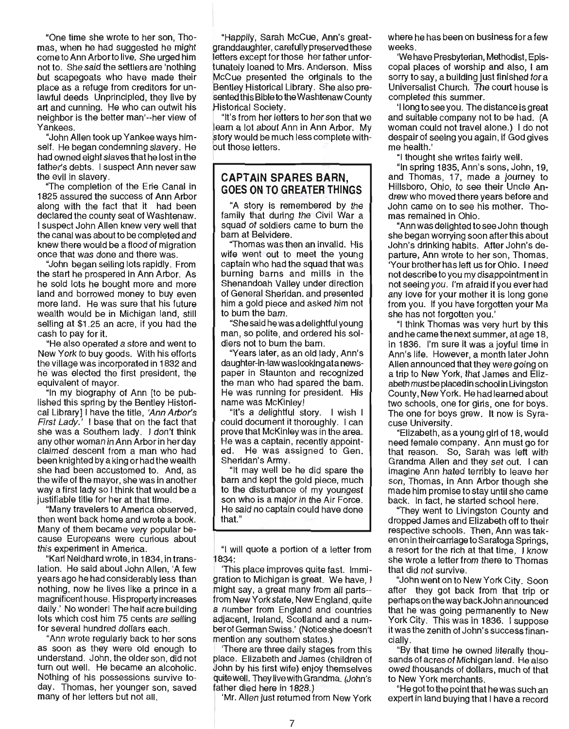"One time she wrote to her son, Thomas, when he had suggested he might come to Ann Arbor to live. She urged him not to. She said the settlers are 'nothing but scapegoats who have made their place as a refuge from creditors for unlawful deeds Unprincipled, they live by art and cunning. He who can outwit his neighbor is the better man'--her view of Yankees.

"John Allen took up Yankee ways himself. He began condemning slavery. He had owned eight slaves that he lost in the father's debts. I suspect Ann never saw the evil in slavery.

"The completion of the Erie Canal in 1825 assured the success of Ann Arbor along with the fact that it had been declared the county seat of Washtenaw. I suspect John Allen knew very well that the canal was about to be completed and knew there would be a flood of migration once that was done and there was.

"John began selling lots rapidly. From the start he prospered in Ann Arbor. As he sold lots he bought more and more land and borrowed money to buy even more land. He was sure that his future wealth would be in Michigan land, still selling at $1.25 an acre, if you had the cash to pay for it.

"He also operated a store and went to New York to buy goods. With his efforts the village was incorporated in 1832 and he was elected the first president, the equivalent of mayor.

"In my biography of Ann [to be published this spring by the Bentley Historical Library] I have the title, *'Ann Arbor's First Lady.'* I base that on the fact that she was a Southern lady. I don't think any other woman in Ann Arbor in her day claimed descent from a man who had been knighted by a king or had the wealth she had been accustomed to. And, as the wife of the mayor, she was in another way a first lady so I think that would be a justifiable title for her at that time.

"Many travelers to America observed, then went back home and wrote a book. Many of them became very popular because Europeans were curious about this experiment in America.

"Karl Neidhard wrote, in 1834, in translation. He said about John Allen, 'A few years ago he had considerably less than nothing, now he lives like a prince in a magnificent house. His property increases daily.' No wonder! The half acre building lots which cost him 75 cents are selling for several hundred dollars each.

"Ann wrote regularly back to her sons as soon as they were old enough to understand. John, the older son, did not turn out well. He became an alcoholic. Nothing of his possessions survive today. Thomas, her younger son, saved many of her letters but not all.

"Happily, Sarah McCue, Ann's great-granddaughter, carefully preserved these letters except for those her father unfortunately loaned to Mrs. Anderson. Miss McCue presented the originals to the Bentley Historical Library. She also presented this Bible to the Washtenaw County Historical Society.

"It's from her letters to her son that we learn a lot about Ann in Ann Arbor. My story would be much less complete without those letters.

## CAPTAIN SPARES BARN, GOES ON TO GREATER THINGS

"A story is remembered by the family that during the Civil War a squad of soldiers came to burn the barn at Belvidere.

"Thomas was then an invalid. His wife went out to meet the young captain who had the squad that was burning barns and mills in the Shenandoah Valley under direction of General Sheridan. and presented him a gold piece and asked him not to burn the barn.

"She said he was a delightful young man, so polite, and ordered his soldiers not to burn the barn.

"Years later, as an old lady, Ann's daughter-in-law was looking at a newspaper in Staunton and recognized the man who had spared the barn. He was running for president. His name was McKinley!

"It's a delightful story. I wish I could document it thoroughly. I can prove that McKinley was in the area. He was a captain, recently appointed. He was assigned to Gen. Sheridan's Army.

"It may well be he did spare the barn and kept the gold piece, much to the disturbance of my youngest son who is a major in the Air Force. He said no captain could have done that."

"I will quote a portion of a letter from 1834:

'This place improves quite fast. Immigration to Michigan is great. We have, I might say, a great many from all parts--from New York state, New England, quite a number from England and countries adjacent, Ireland, Scotland and a number of German Swiss.' (Notice she doesn't mention any southern states.)

'There are three daily stages from this place. Elizabeth and James (children of John by his first wife) enjoy themselves quite well. They live with Grandma. (John's father died here in 1828.)

'Mr. Allen just returned from New York where he has been on business for a few weeks.

'We have Presbyterian, Methodist, Episcopal places of worship and also, I am sorry to say, a building just finished for a Universalist Church. The court house is completed this summer.

'I long to see you. The distance is great and suitable company not to be had. (A woman could not travel alone.) I do not despair of seeing you again, if God gives me health.'

"I thought she writes fairly well.

"In spring 1835, Ann's sons, John, 19, and Thomas, 17, made a journey to Hillsboro, Ohio, to see their Uncle Andrew who moved there years before and John came on to see his mother. Thomas remained in Ohio.

"Ann was delighted to see John though she began worrying soon after this about John's drinking habits. After John's departure, Ann wrote to her son, Thomas. 'Your brother has left us for Ohio. I need not describe to you my disappointment in not seeing you. I'm afraid if you ever had any love for your mother it is long gone from you. If you have forgotten your Ma she has not forgotten you.'

"I think Thomas was very hurt by this and he came the next summer, at age 18, in 1836. I'm sure it was a joyful time in Ann's life. However, a month later John Allen announced that they were going on a trip to New York, that James and Elizabeth must be placed in school in Livingston County, New York. He had learned about two schools, one for girls, one for boys. The one for boys grew. It now is Syracuse University.

"Elizabeth, as a young girl of 18, would need female company. Ann must go for that reason. So, Sarah was left with Grandma Allen and they set out. I can imagine Ann hated terribly to leave her son, Thomas, in Ann Arbor though she made him promise to stay until she came back. In fact, he started school here.

"They went to Livingston County and dropped James and Elizabeth off to their respective schools. Then, Ann was taken on in their carriage to Saratoga Springs, a resort for the rich at that time. I know she wrote a letter from there to Thomas that did not survive.

"John went on to New York City. Soon after they got back from that trip or perhaps on the way back John announced that he was going permanently to New York City. This was in 1836. I suppose it was the zenith of John's success financially.

"By that time he owned literally thousands of acres of Michigan land. He also owed thousands of dollars, much of that to New York merchants.

"He got to the point that he was such an expert in land buying that I have a record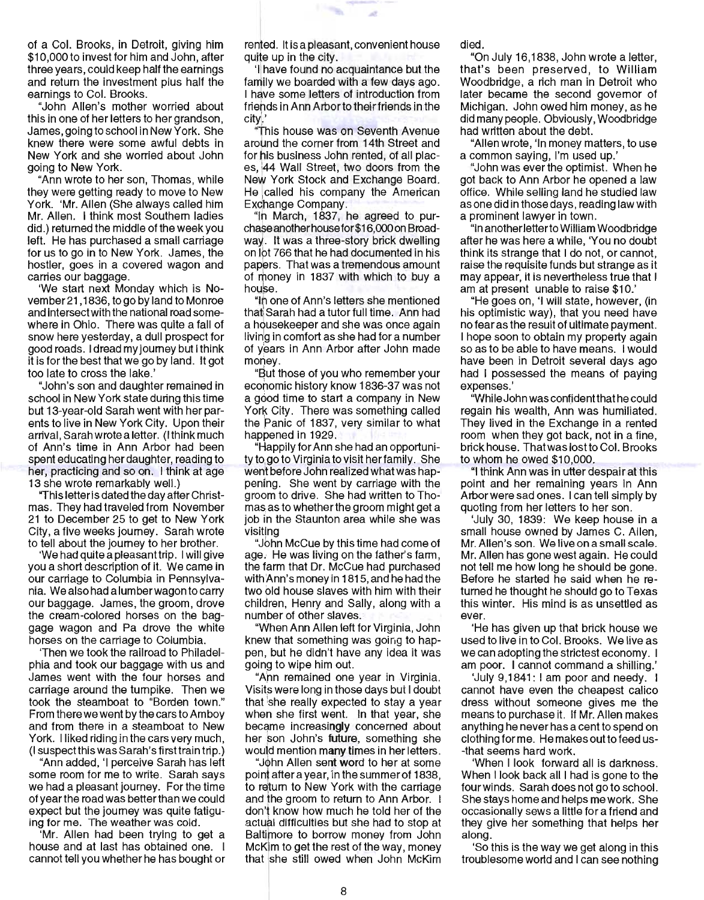of a Col. Brooks, in Detroit, giving him $10,000 to invest for him and John, after three years, could keep half the earnings and return the investment plus half the earnings to Col. Brooks.

"John Allen's mother worried about this in one of her letters to her grandson, James, going to school in New York. She knew there were some awful debts in New York and she worried about John going to New York.

"Ann wrote to her son, Thomas, while they were getting ready to move to New York. 'Mr. Allen (She always called him Mr. Allen. I think most Southern ladies did.) returned the middle of the week you left. He has purchased a small carriage for us to go in to New York. James, the hostler, goes in a covered wagon and carries our baggage.

'We start next Monday which is November 21,1836, to go by land to Monroe and intersect with the national road somewhere in Ohio. There was quite a fall of snow here yesterday, a dull prospect for good roads. I dread my journey but I think it is for the best that we go by land. It got too late to cross the lake.'

"John's son and daughter remained in school in New York state during this time but 13-year-old Sarah went with her parents to live in New York City. Upon their arrival, Sarah wrote a letter. (I think much of Ann's time in Ann Arbor had been spent educating her daughter, reading to her, practicing and so on. I think at age 13 she wrote remarkably well.)

"This letter is dated the day after Christmas. They had traveled from November 21 to December 25 to get to New York City, a five weeks journey. Sarah wrote to tell about the journey to her brother.

'We had quite a pleasant trip. I will give you a short description of it. We came in our carriage to Columbia in Pennsylvania. We also had a lumber wagon to carry our baggage. James, the groom, drove the cream-colored horses on the baggage wagon and Pa drove the white horses on the carriage to Columbia.

'Then we took the railroad to Philadelphia and took our baggage with us and James went with the four horses and carriage around the turnpike. Then we took the steamboat to "Borden town." From there we went by the cars to Amboy and from there in a steamboat to New York. I liked riding in the cars very much, (I suspect this was Sarah's first train trip.)

"Ann added, 'I perceive Sarah has left some room for me to write. Sarah says we had a pleasant journey. For the time of year the road was better than we could expect but the journey was quite fatiguing for me. The weather was cold.

'Mr. Allen had been trying to get a house and at last has obtained one. I cannot tell you whether he has bought or rented. It is a pleasant, convenient house quite up in the city.

'I have found no acquaintance but the family we boarded with a few days ago. I have some letters of introduction from friends in Ann Arbor to their friends in the city.'

"This house was on Seventh Avenue around the corner from 14th Street and for his business John rented, of all places, 44 Wall Street, two doors from the New York Stock and Exchange Board. He called his company the American Exchange Company.

"In March, 1837, he agreed to purchase another house for $16,000 on Broadway. It was a three-story brick dwelling on lot 766 that he had documented in his papers. That was a tremendous amount of money in 1837 with which to buy a house.

"In one of Ann's letters she mentioned that Sarah had a tutor full time. Ann had a housekeeper and she was once again living in comfort as she had for a number of years in Ann Arbor after John made money.

"But those of you who remember your economic history know 1836-37 was not a good time to start a company in New York City. There was something called the Panic of 1837, very similar to what happened in 1929.

"Happily for Ann she had an opportunity to go to Virginia to visit her family. She went before John realized what was happening. She went by carriage with the groom to drive. She had written to Thomas as to whether the groom might get a job in the Staunton area while she was visiting

"John McCue by this time had come of age. He was living on the father's farm, the farm that Dr. McCue had purchased with Ann's money in 1815, and he had the two old house slaves with him with their children, Henry and Sally, along with a number of other slaves.

"When Ann Allen left for Virginia, John knew that something was going to happen, but he didn't have any idea it was going to wipe him out.

"Ann remained one year in Virginia. Visits were long in those days but I doubt that she really expected to stay a year when she first went. In that year, she became increasingly concerned about her son John's future, something she would mention many times in her letters.

"John Allen sent word to her at some point after a year, in the summer of 1838, to return to New York with the carriage and the groom to return to Ann Arbor. I don't know how much he told her of the actual difficulties but she had to stop at Baltimore to borrow money from John McKim to get the rest of the way, money that she still owed when John McKim died.

"On July 16,1838, John wrote a letter, that's been preserved, to William Woodbridge, a rich man in Detroit who later became the second governor of Michigan. John owed him money, as he did many people. Obviously, Woodbridge had written about the debt.

"Allen wrote, 'In money matters, to use a common saying, I'm used up.'

"John was ever the optimist. When he got back to Ann Arbor he opened a law office. While selling land he studied law as one did in those days, reading law with a prominent lawyer in town.

"In another letter to William Woodbridge after he was here a while, 'You no doubt think its strange that I do not, or cannot, raise the requisite funds but strange as it may appear, it is nevertheless true that I am at present unable to raise $10.'

"He goes on, 'I will state, however, (in his optimistic way), that you need have no fear as the result of ultimate payment. I hope soon to obtain my property again so as to be able to have means. I would have been in Detroit several days ago had I possessed the means of paying expenses.'

"While John was confident that he could regain his wealth, Ann was humiliated. They lived in the Exchange in a rented room when they got back, not in a fine, brick house. That was lost to Col. Brooks to whom he owed $10,000.

"I think Ann was in utter despair at this point and her remaining years in Ann Arbor were sad ones. I can tell simply by quoting from her letters to her son.

'July 30, 1839: We keep house in a small house owned by James C. Allen, Mr. Allen's son. We live on a small scale. Mr. Allen has gone west again. He could not tell me how long he should be gone. Before he started he said when he returned he thought he should go to Texas this winter. His mind is as unsettled as ever.

'He has given up that brick house we used to live in to Col. Brooks. We live as we can adopting the strictest economy. I am poor. I cannot command a shilling.'

'July 9,1841: I am poor and needy. I cannot have even the cheapest calico dress without someone gives me the means to purchase it. If Mr. Allen makes anything he never has a cent to spend on clothing for me. He makes out to feed us--that seems hard work.

'When I look forward all is darkness. When I look back all I had is gone to the four winds. Sarah does not go to school. She stays home and helps me work. She occasionally sews a little for a friend and they give her something that helps her along.

'So this is the way we get along in this troublesome world and I can see nothing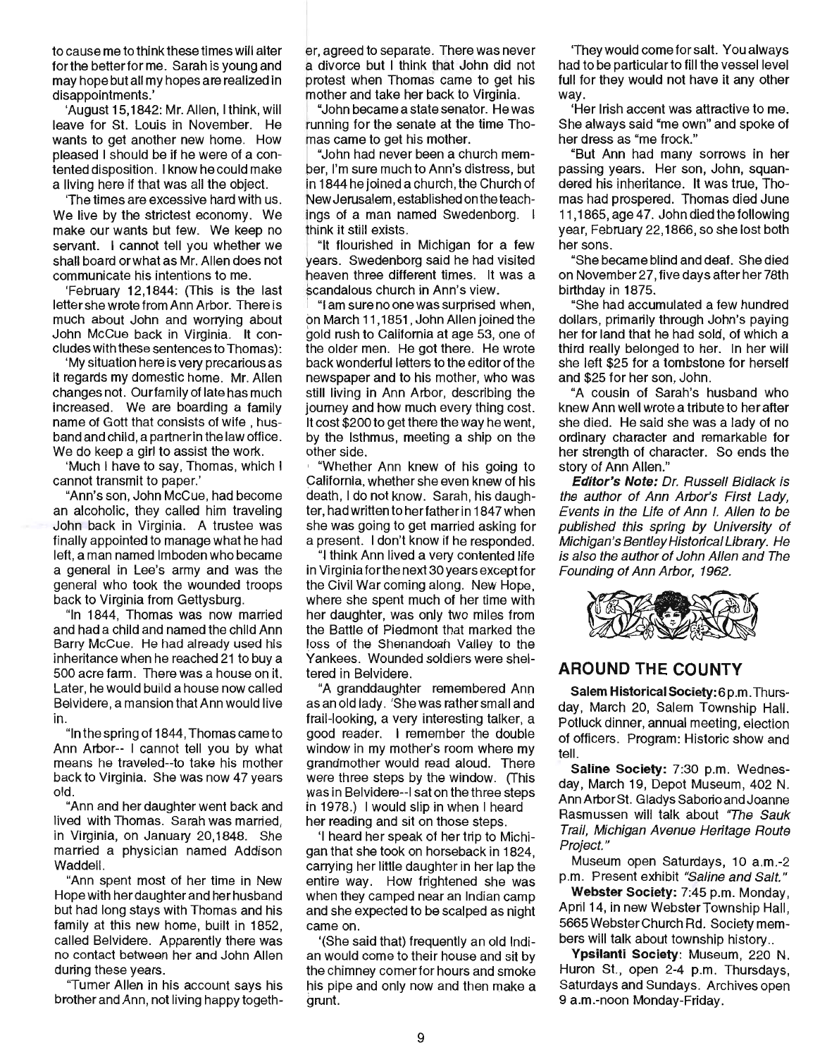to cause me to think these times will alter for the better for me. Sarah is young and may hope but all my hopes are realized in disappointments.'

'August 15,1842: Mr. Allen, I think, will leave for St. Louis in November. He wants to get another new home. How pleased I should be if he were of a contented disposition. I know he could make a living here if that was all the object.

'The times are excessive hard with us. We live by the strictest economy. We make our wants but few. We keep no servant. I cannot tell you whether we shall board or what as Mr. Allen does not communicate his intentions to me.

'February 12,1844: (This is the last letter she wrote from Ann Arbor. There is much about John and worrying about John McCue back in Virginia. It concludes with these sentences to Thomas):

'My situation here is very precarious as it regards my domestic home. Mr. Allen changes not. Our family of late has much increased. We are boarding a family name of Gott that consists of wife , husband and child, a partner in the law office. We do keep a girl to assist the work.

'Much I have to say, Thomas, which I cannot transmit to paper.'

"Ann's son, John McCue, had become an alcoholic, they called him traveling John back in Virginia. A trustee was finally appointed to manage what he had left, a man named Imboden who became a general in Lee's army and was the general who took the wounded troops back to Virginia from Gettysburg.

"In 1844, Thomas was now married and had a child and named the child Ann Barry McCue. He had already used his inheritance when he reached 21 to buy a 500 acre farm. There was a house on it. Later, he would build a house now called Belvidere, a mansion that Ann would live in.

"In the spring of 1844, Thomas came to Ann Arbor-- I cannot tell you by what means he traveled--to take his mother back to Virginia. She was now 47 years old.

"Ann and her daughter went back and lived with Thomas. Sarah was married, in Virginia, on January 20,1848. She married a physician named Addison Waddell.

"Ann spent most of her time in New Hope with her daughter and her husband but had long stays with Thomas and his family at this new home, built in 1852, called Belvidere. Apparently there was no contact between her and John Allen during these years.

"Turner Allen in his account says his brother and Ann, not living happy together, agreed to separate. There was never a divorce but I think that John did not protest when Thomas came to get his mother and take her back to Virginia.

"John became a state senator. He was running for the senate at the time Thomas came to get his mother.

"John had never been a church member, I'm sure much to Ann's distress, but in 1844 he joined a church, the Church of New Jerusalem, established on the teachings of a man named Swedenborg. I think it still exists.

"It flourished in Michigan for a few years. Swedenborg said he had visited heaven three different times. It was a scandalous church in Ann's view.

"I am sure no one was surprised when, on March 11,1851, John Allen joined the gold rush to California at age 53, one of the older men. He got there. He wrote back wonderful letters to the editor of the newspaper and to his mother, who was still living in Ann Arbor, describing the journey and how much every thing cost. It cost $200 to get there the way he went, by the Isthmus, meeting a ship on the other side.

"Whether Ann knew of his going to California, whether she even knew of his death, I do not know. Sarah, his daughter, had written to her father in 1847 when she was going to get married asking for a present. I don't know if he responded.

"I think Ann lived a very contented life in Virginia for the next 30 years except for the Civil War coming along. New Hope, where she spent much of her time with her daughter, was only two miles from the Battle of Piedmont that marked the loss of the Shenandoah Valley to the Yankees. Wounded soldiers were sheltered in Belvidere.

"A granddaughter remembered Ann as an old lady. 'She was rather small and frail-looking, a very interesting talker, a good reader. I remember the double window in my mother's room where my grandmother would read aloud. There were three steps by the window. (This was in Belvidere--I sat on the three steps in 1978.) I would slip in when I heard her reading and sit on those steps.

'I heard her speak of her trip to Michigan that she took on horseback in 1824, carrying her little daughter in her lap the entire way. How frightened she was when they camped near an Indian camp and she expected to be scalped as night came on.

'(She said that) frequently an old Indian would come to their house and sit by the chimney corner for hours and smoke his pipe and only now and then make a grunt.

'They would come for salt. You always had to be particular to fill the vessel level full for they would not have it any other way.

'Her Irish accent was attractive to me. She always said "me own" and spoke of her dress as "me frock."

"But Ann had many sorrows in her passing years. Her son, John, squandered his inheritance. It was true, Thomas had prospered. Thomas died June 11,1865, age 47. John died the following year, February 22,1866, so she lost both her sons.

"She became blind and deaf. She died on November 27, five days after her 78th birthday in 1875.

"She had accumulated a few hundred dollars, primarily through John's paying her for land that he had sold, of which a third really belonged to her. In her will she left $25 for a tombstone for herself and $25 for her son, John.

"A cousin of Sarah's husband who knew Ann well wrote a tribute to her after she died. He said she was a lady of no ordinary character and remarkable for her strength of character. So ends the story of Ann Allen."

***Editor's Note:*** *Dr. Russell Bidlack is the author of Ann Arbor's First Lady, Events in the Life of Ann I. Allen to be published this spring by University of Michigan's Bentley Historical Library. He is also the author of John Allen and The Founding of Ann Arbor, 1962.*

## AROUND THE COUNTY

**Salem Historical Society:** 6 p.m. Thursday, March 20, Salem Township Hall. Potluck dinner, annual meeting, election of officers. Program: Historic show and tell.

**Saline Society:** 7:30 p.m. Wednesday, March 19, Depot Museum, 402 N. Ann Arbor St. Gladys Saborio and Joanne Rasmussen will talk about *"The Sauk Trail, Michigan Avenue Heritage Route Project."*

Museum open Saturdays, 10 a.m.-2 p.m. Present exhibit *"Saline and Salt."*

**Webster Society:** 7:45 p.m. Monday, April 14, in new Webster Township Hall, 5665 Webster Church Rd. Society members will talk about township history..

**Ypsilanti Society**: Museum, 220 N. Huron St., open 2-4 p.m. Thursdays, Saturdays and Sundays. Archives open 9 a.m.-noon Monday-Friday.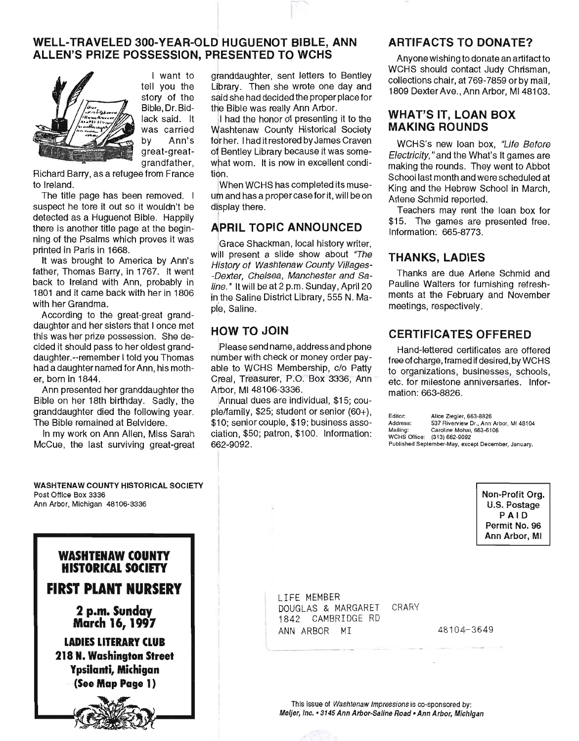## WELL-TRAVELED 300-YEAR-OLD HUGUENOT BIBLE, ANN ALLEN'S PRIZE POSSESSION, PRESENTED TO WCHS

I want to tell you the story of the Bible, Dr. Bidlack said. It was carried by Ann's great-great-grandfather, Richard Barry, as a refugee from France to Ireland.

The title page has been removed. I suspect he tore it out so it wouldn't be detected as a Huguenot Bible. Happily there is another title page at the beginning of the Psalms which proves it was printed in Paris in 1668.

It was brought to America by Ann's father, Thomas Barry, in 1767. It went back to Ireland with Ann, probably in 1801 and it came back with her in 1806 with her Grandma.

According to the great-great granddaughter and her sisters that I once met this was her prize possession. She decided it should pass to her oldest granddaughter.--remember I told you Thomas had a daughter named for Ann, his mother, born in 1844.

Ann presented her granddaughter the Bible on her 18th birthday. Sadly, the granddaughter died the following year. The Bible remained at Belvidere.

In my work on Ann Allen, Miss Sarah McCue, the last surviving great-great granddaughter, sent letters to Bentley Library. Then she wrote one day and said she had decided the proper place for the Bible was really Ann Arbor.

I had the honor of presenting it to the Washtenaw County Historical Society for her. I had it restored by James Craven of Bentley Library because it was somewhat worn. It is now in excellent condition.

When WCHS has completed its museum and has a proper case for it, will be on display there.

## APRIL TOPIC ANNOUNCED

Grace Shackman, local history writer, will present a slide show about *"The History of Washtenaw County Villages--Dexter, Chelsea, Manchester and Saline."* It will be at 2 p.m. Sunday, April 20 in the Saline District Library, 555 N. Maple, Saline.

## HOW TO JOIN

Please send name, address and phone number with check or money order payable to WCHS Membership, c/o Patty Creal, Treasurer, P.O. Box 3336, Ann Arbor, MI 48106-3336.

Annual dues are individual, $15; couple/family, $25; student or senior (60+), $10; senior couple, $19; business association, $50; patron, $100. Information: 662-9092.

## ARTIFACTS TO DONATE?

Anyone wishing to donate an artifact to WCHS should contact Judy Chrisman, collections chair, at 769-7859 or by mail, 1809 Dexter Ave., Ann Arbor, MI 48103.

## WHAT'S IT, LOAN BOX MAKING ROUNDS

WCHS's new loan box, *"Life Before Electricity,"* and the What's It games are making the rounds. They went to Abbot School last month and were scheduled at King and the Hebrew School in March, Arlene Schmid reported.

Teachers may rent the loan box for $15. The games are presented free. Information: 665-8773.

## THANKS, LADIES

Thanks are due Arlene Schmid and Pauline Walters for furnishing refreshments at the February and November meetings, respectively.

## CERTIFICATES OFFERED

Hand-lettered certificates are offered free of charge, framed if desired, by WCHS to organizations, businesses, schools, etc. for milestone anniversaries. Information: 663-8826.

Editor: Alice Ziegler, 663-8826
Address: 537 Riverview Dr., Ann Arbor, MI 48104
Mailing: Caroline Mohai, 663-6106
WCHS Office: (313) 662-9092
Published September-May, except December, January.

**WASHTENAW COUNTY HISTORICAL SOCIETY**
Post Office Box 3336
Ann Arbor, Michigan 48106-3336

Non-Profit Org.
U.S. Postage
PAID
Permit No. 96
Ann Arbor, MI

**WASHTENAW COUNTY HISTORICAL SOCIETY**

**FIRST PLANT NURSERY**

**2 p.m. Sunday March 16, 1997**

**LADIES LITERARY CLUB**
**218 N. Washington Street**
**Ypsilanti, Michigan**
**(See Map Page 1)**

LIFE MEMBER
DOUGLAS & MARGARET CRARY
1842 CAMBRIDGE RD
ANN ARBOR MI 48104-3649

This issue of *Washtenaw Impressions* is co-sponsored by:
*Meijer, Inc. • 3145 Ann Arbor-Saline Road • Ann Arbor, Michigan*